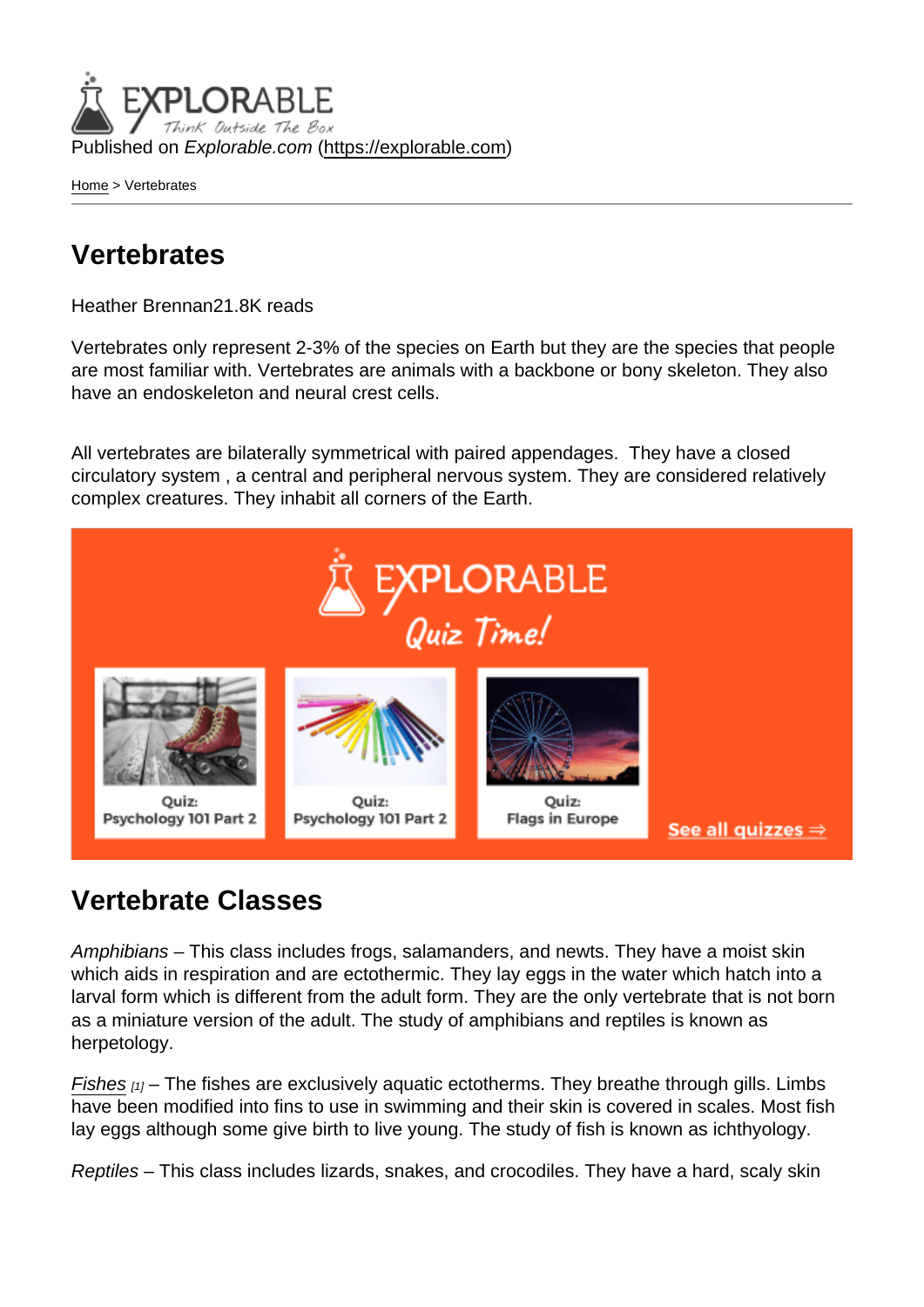Published on *Explorable.com* (https://explorable.com)

Home > Vertebrates

# Vertebrates

Heather Brennan21.8K reads

Vertebrates only represent 2-3% of the species on Earth but they are the species that people are most familiar with. Vertebrates are animals with a backbone or bony skeleton. They also have an endoskeleton and neural crest cells.

All vertebrates are bilaterally symmetrical with paired appendages. They have a closed circulatory system , a central and peripheral nervous system. They are considered relatively complex creatures. They inhabit all corners of the Earth.

## Vertebrate Classes

*Amphibians* – This class includes frogs, salamanders, and newts. They have a moist skin which aids in respiration and are ectothermic. They lay eggs in the water which hatch into a larval form which is different from the adult form. They are the only vertebrate that is not born as a miniature version of the adult. The study of amphibians and reptiles is known as herpetology.

*Fishes* [1] – The fishes are exclusively aquatic ectotherms. They breathe through gills. Limbs have been modified into fins to use in swimming and their skin is covered in scales. Most fish lay eggs although some give birth to live young. The study of fish is known as ichthyology.

*Reptiles* – This class includes lizards, snakes, and crocodiles. They have a hard, scaly skin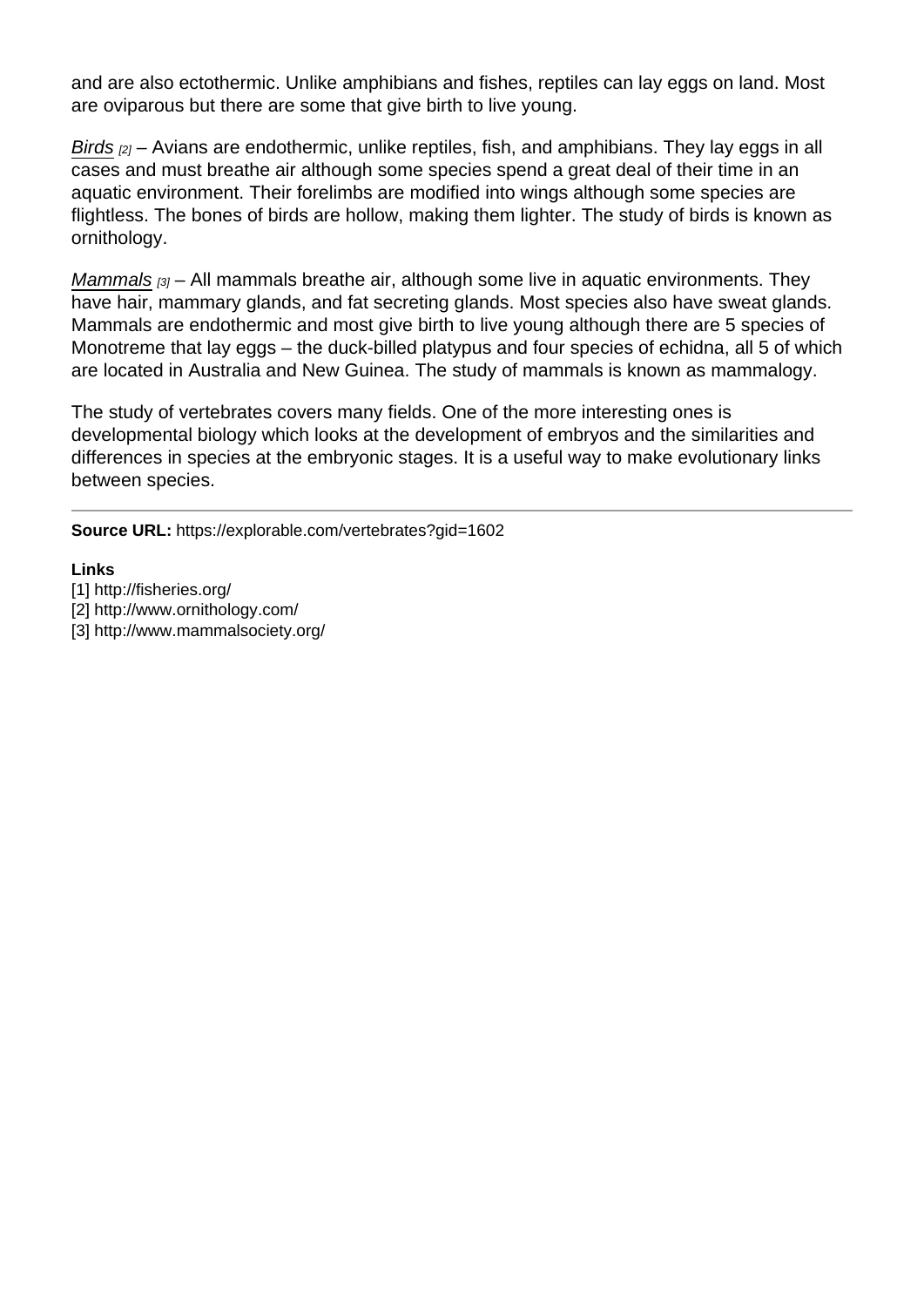and are also ectothermic. Unlike amphibians and fishes, reptiles can lay eggs on land. Most are oviparous but there are some that give birth to live young.

Birds [2] – Avians are endothermic, unlike reptiles, fish, and amphibians. They lay eggs in all cases and must breathe air although some species spend a great deal of their time in an aquatic environment. Their forelimbs are modified into wings although some species are flightless. The bones of birds are hollow, making them lighter. The study of birds is known as ornithology.

Mammals [3] – All mammals breathe air, although some live in aquatic environments. They have hair, mammary glands, and fat secreting glands. Most species also have sweat glands. Mammals are endothermic and most give birth to live young although there are 5 species of Monotreme that lay eggs – the duck-billed platypus and four species of echidna, all 5 of which are located in Australia and New Guinea. The study of mammals is known as mammalogy.

The study of vertebrates covers many fields. One of the more interesting ones is developmental biology which looks at the development of embryos and the similarities and differences in species at the embryonic stages. It is a useful way to make evolutionary links between species.

---

**Source URL:** https://explorable.com/vertebrates?gid=1602

**Links**
[1] http://fisheries.org/
[2] http://www.ornithology.com/
[3] http://www.mammalsociety.org/